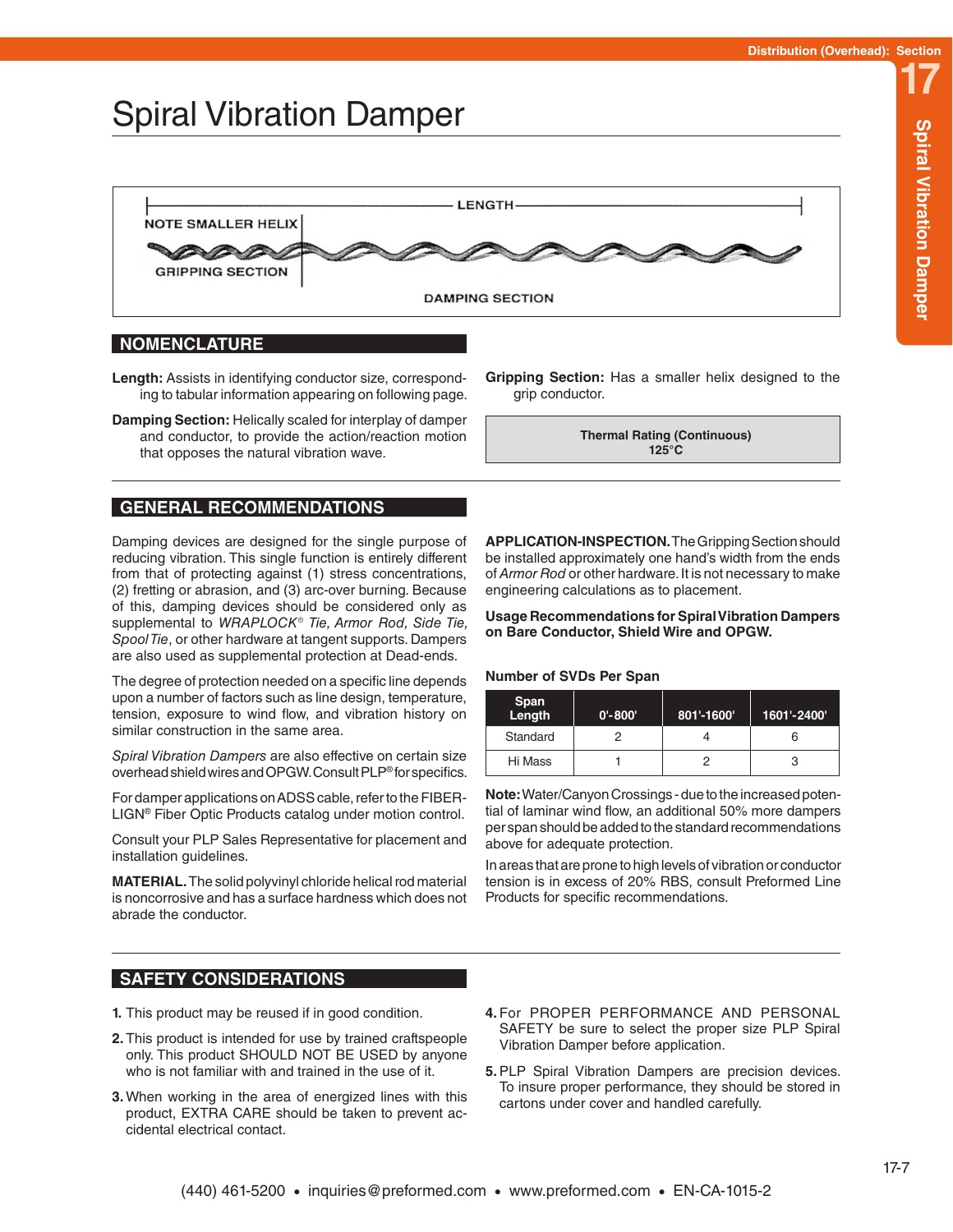# Spiral Vibration Damper

LENGTH

NOTE SMALLER HELIX

GRIPPING SECTION

DAMPING SECTION

## NOMENCLATURE

**Length:** Assists in identifying conductor size, corresponding to tabular information appearing on following page.

**Damping Section:** Helically scaled for interplay of damper and conductor, to provide the action/reaction motion that opposes the natural vibration wave.

**Gripping Section:** Has a smaller helix designed to the grip conductor.

| Thermal Rating (Continuous) 125°C |
|---|

## GENERAL RECOMMENDATIONS

Damping devices are designed for the single purpose of reducing vibration. This single function is entirely different from that of protecting against (1) stress concentrations, (2) fretting or abrasion, and (3) arc-over burning. Because of this, damping devices should be considered only as supplemental to *WRAPLOCK® Tie, Armor Rod, Side Tie, Spool Tie*, or other hardware at tangent supports. Dampers are also used as supplemental protection at Dead-ends.

The degree of protection needed on a specific line depends upon a number of factors such as line design, temperature, tension, exposure to wind flow, and vibration history on similar construction in the same area.

*Spiral Vibration Dampers* are also effective on certain size overhead shield wires and OPGW. Consult PLP® for specifics.

For damper applications on ADSS cable, refer to the FIBER-LIGN® Fiber Optic Products catalog under motion control.

Consult your PLP Sales Representative for placement and installation guidelines.

**MATERIAL.** The solid polyvinyl chloride helical rod material is noncorrosive and has a surface hardness which does not abrade the conductor.

**APPLICATION-INSPECTION.** The Gripping Section should be installed approximately one hand's width from the ends of *Armor Rod* or other hardware. It is not necessary to make engineering calculations as to placement.

**Usage Recommendations for Spiral Vibration Dampers on Bare Conductor, Shield Wire and OPGW.**

**Number of SVDs Per Span**

| Span Length | 0'-800' | 801'-1600' | 1601'-2400' |
|---|---|---|---|
| Standard | 2 | 4 | 6 |
| Hi Mass | 1 | 2 | 3 |

**Note:** Water/Canyon Crossings - due to the increased potential of laminar wind flow, an additional 50% more dampers per span should be added to the standard recommendations above for adequate protection.

In areas that are prone to high levels of vibration or conductor tension is in excess of 20% RBS, consult Preformed Line Products for specific recommendations.

## SAFETY CONSIDERATIONS

1. This product may be reused if in good condition.
2. This product is intended for use by trained craftspeople only. This product SHOULD NOT BE USED by anyone who is not familiar with and trained in the use of it.
3. When working in the area of energized lines with this product, EXTRA CARE should be taken to prevent accidental electrical contact.
4. For PROPER PERFORMANCE AND PERSONAL SAFETY be sure to select the proper size PLP Spiral Vibration Damper before application.
5. PLP Spiral Vibration Dampers are precision devices. To insure proper performance, they should be stored in cartons under cover and handled carefully.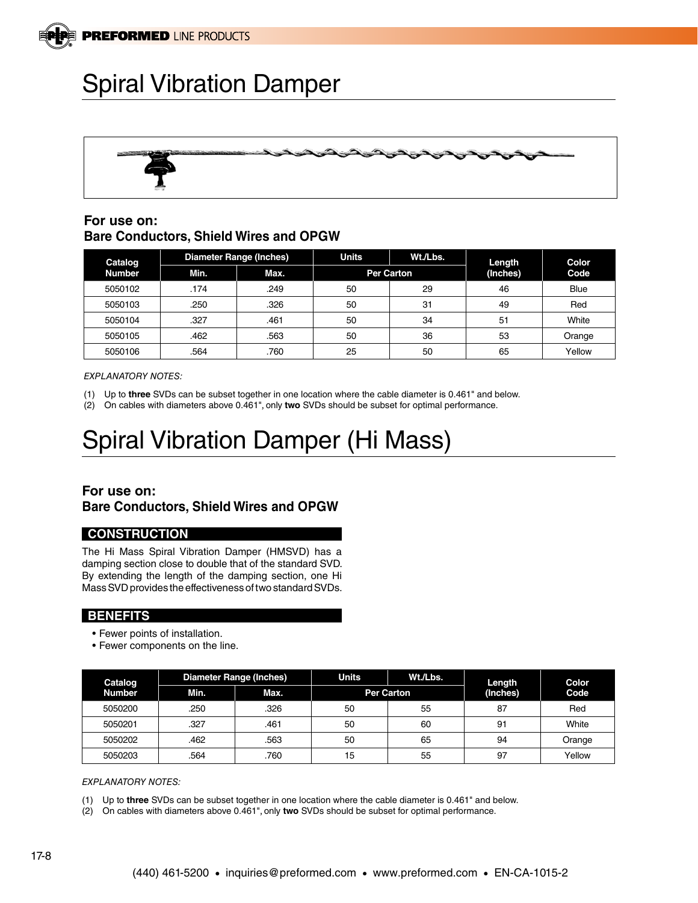# Spiral Vibration Damper

**For use on:**
**Bare Conductors, Shield Wires and OPGW**

| Catalog Number | Diameter Range (Inches) | | Units | Wt./Lbs. | Length (Inches) | Color Code |
|---|---|---|---|---|---|---|
| | Min. | Max. | Per Carton | | | |
| 5050102 | .174 | .249 | 50 | 29 | 46 | Blue |
| 5050103 | .250 | .326 | 50 | 31 | 49 | Red |
| 5050104 | .327 | .461 | 50 | 34 | 51 | White |
| 5050105 | .462 | .563 | 50 | 36 | 53 | Orange |
| 5050106 | .564 | .760 | 25 | 50 | 65 | Yellow |

*EXPLANATORY NOTES:*

(1) Up to **three** SVDs can be subset together in one location where the cable diameter is 0.461" and below.
(2) On cables with diameters above 0.461", only **two** SVDs should be subset for optimal performance.

# Spiral Vibration Damper (Hi Mass)

**For use on:**
**Bare Conductors, Shield Wires and OPGW**

## CONSTRUCTION

The Hi Mass Spiral Vibration Damper (HMSVD) has a damping section close to double that of the standard SVD. By extending the length of the damping section, one Hi Mass SVD provides the effectiveness of two standard SVDs.

## BENEFITS

- Fewer points of installation.
- Fewer components on the line.

| Catalog Number | Diameter Range (Inches) | | Units | Wt./Lbs. | Length (Inches) | Color Code |
|---|---|---|---|---|---|---|
| | Min. | Max. | Per Carton | | | |
| 5050200 | .250 | .326 | 50 | 55 | 87 | Red |
| 5050201 | .327 | .461 | 50 | 60 | 91 | White |
| 5050202 | .462 | .563 | 50 | 65 | 94 | Orange |
| 5050203 | .564 | .760 | 15 | 55 | 97 | Yellow |

*EXPLANATORY NOTES:*

(1) Up to **three** SVDs can be subset together in one location where the cable diameter is 0.461" and below.
(2) On cables with diameters above 0.461", only **two** SVDs should be subset for optimal performance.

(440) 461-5200 • inquiries@preformed.com • www.preformed.com • EN-CA-1015-2